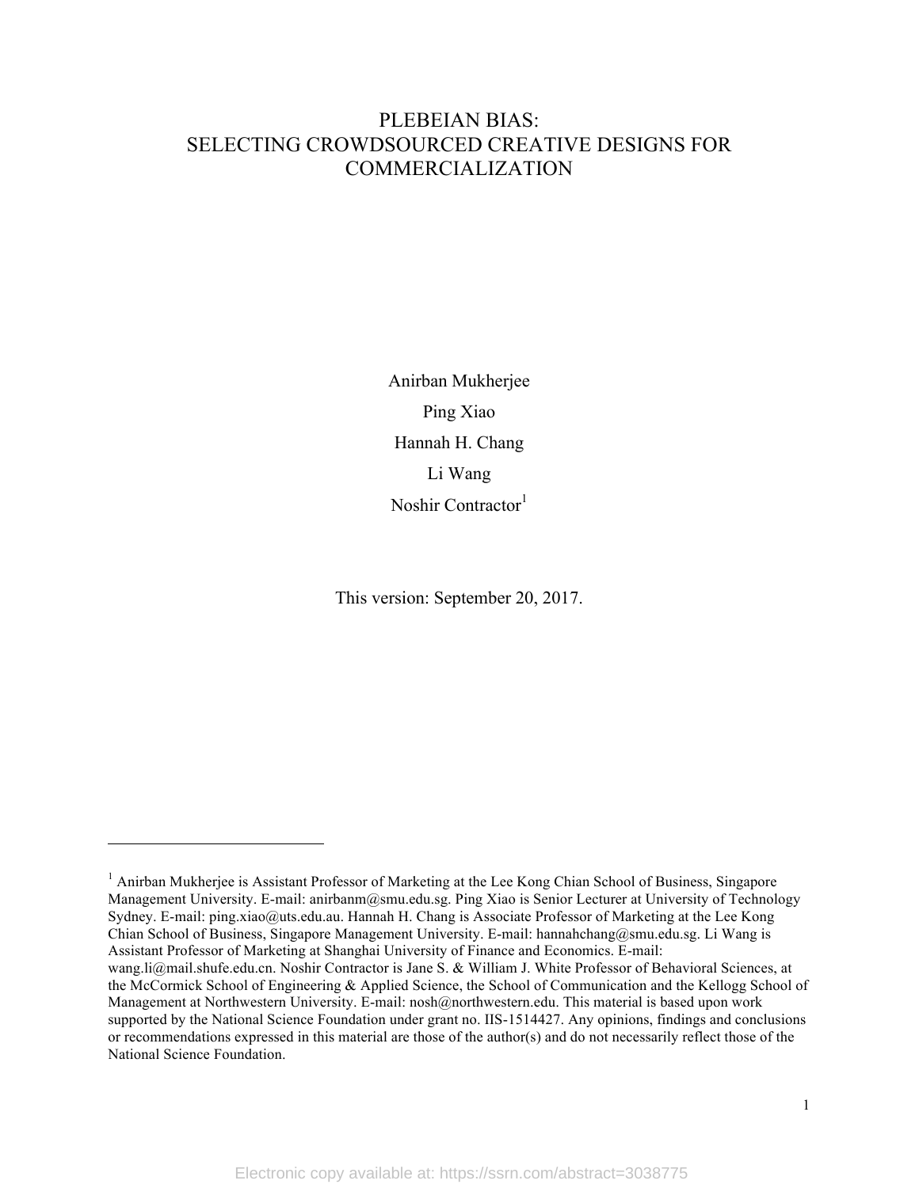# PLEBEIAN BIAS: SELECTING CROWDSOURCED CREATIVE DESIGNS FOR COMMERCIALIZATION

Anirban Mukherjee

Ping Xiao

Hannah H. Chang

Li Wang

Noshir Contractor[1]

This version: September 20, 2017.

---

[1] Anirban Mukherjee is Assistant Professor of Marketing at the Lee Kong Chian School of Business, Singapore Management University. E-mail: anirbanm@smu.edu.sg. Ping Xiao is Senior Lecturer at University of Technology Sydney. E-mail: ping.xiao@uts.edu.au. Hannah H. Chang is Associate Professor of Marketing at the Lee Kong Chian School of Business, Singapore Management University. E-mail: hannahchang@smu.edu.sg. Li Wang is Assistant Professor of Marketing at Shanghai University of Finance and Economics. E-mail: wang.li@mail.shufe.edu.cn. Noshir Contractor is Jane S. & William J. White Professor of Behavioral Sciences, at the McCormick School of Engineering & Applied Science, the School of Communication and the Kellogg School of Management at Northwestern University. E-mail: nosh@northwestern.edu. This material is based upon work supported by the National Science Foundation under grant no. IIS-1514427. Any opinions, findings and conclusions or recommendations expressed in this material are those of the author(s) and do not necessarily reflect those of the National Science Foundation.

Electronic copy available at: https://ssrn.com/abstract=3038775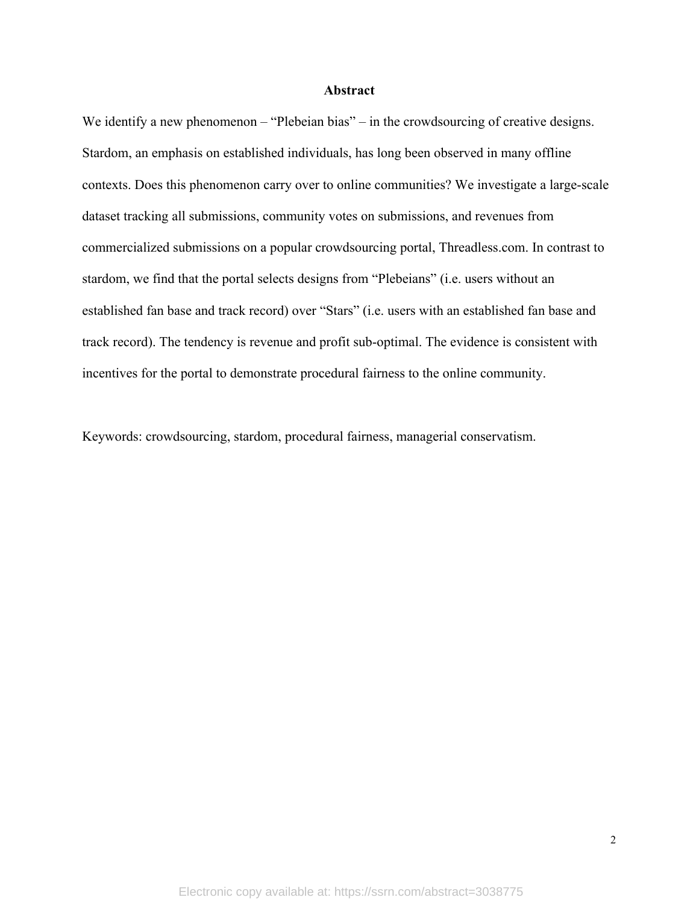## Abstract

We identify a new phenomenon – "Plebeian bias" – in the crowdsourcing of creative designs. Stardom, an emphasis on established individuals, has long been observed in many offline contexts. Does this phenomenon carry over to online communities? We investigate a large-scale dataset tracking all submissions, community votes on submissions, and revenues from commercialized submissions on a popular crowdsourcing portal, Threadless.com. In contrast to stardom, we find that the portal selects designs from "Plebeians" (i.e. users without an established fan base and track record) over "Stars" (i.e. users with an established fan base and track record). The tendency is revenue and profit sub-optimal. The evidence is consistent with incentives for the portal to demonstrate procedural fairness to the online community.

Keywords: crowdsourcing, stardom, procedural fairness, managerial conservatism.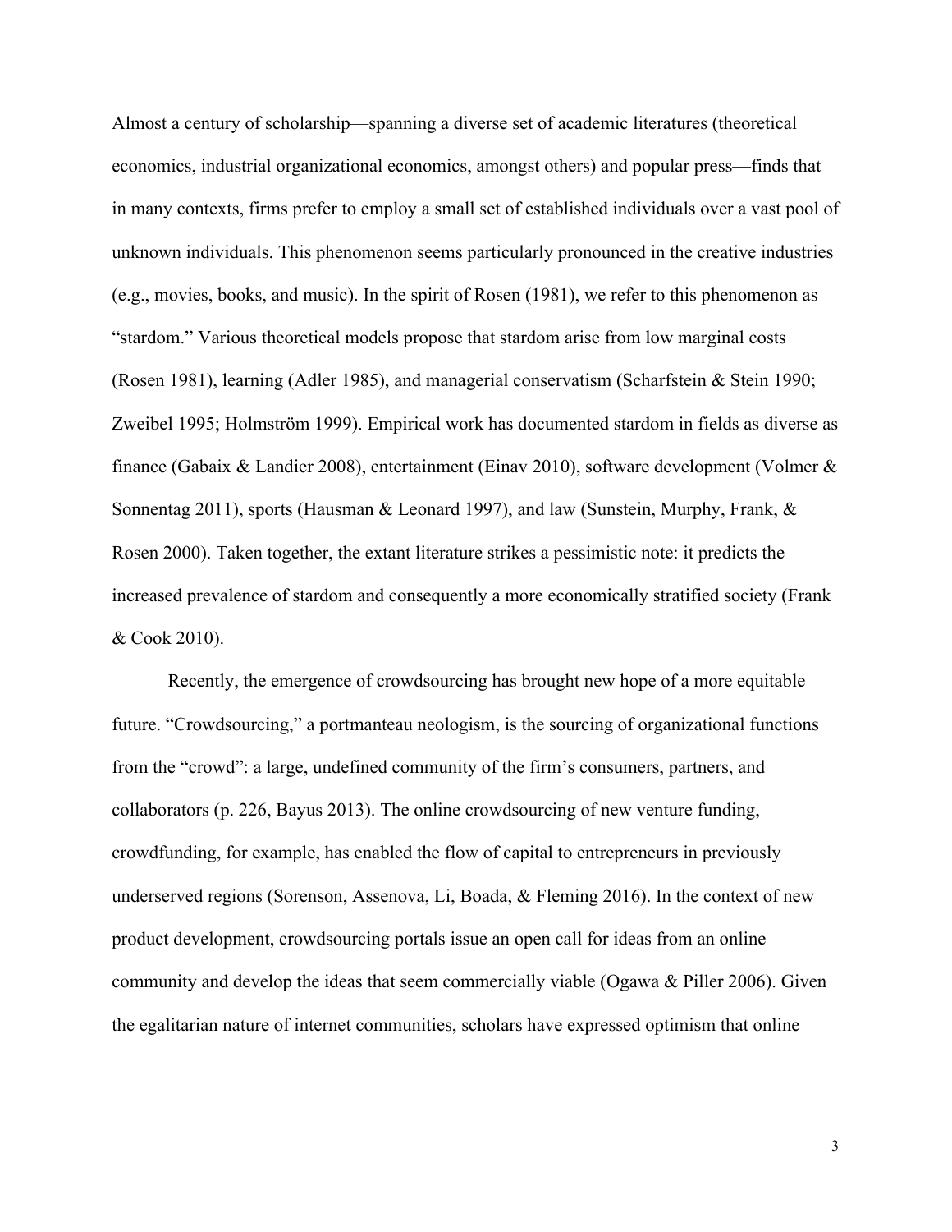Almost a century of scholarship—spanning a diverse set of academic literatures (theoretical economics, industrial organizational economics, amongst others) and popular press—finds that in many contexts, firms prefer to employ a small set of established individuals over a vast pool of unknown individuals. This phenomenon seems particularly pronounced in the creative industries (e.g., movies, books, and music). In the spirit of Rosen (1981), we refer to this phenomenon as "stardom." Various theoretical models propose that stardom arise from low marginal costs (Rosen 1981), learning (Adler 1985), and managerial conservatism (Scharfstein & Stein 1990; Zweibel 1995; Holmström 1999). Empirical work has documented stardom in fields as diverse as finance (Gabaix & Landier 2008), entertainment (Einav 2010), software development (Volmer & Sonnentag 2011), sports (Hausman & Leonard 1997), and law (Sunstein, Murphy, Frank, & Rosen 2000). Taken together, the extant literature strikes a pessimistic note: it predicts the increased prevalence of stardom and consequently a more economically stratified society (Frank & Cook 2010).

Recently, the emergence of crowdsourcing has brought new hope of a more equitable future. "Crowdsourcing," a portmanteau neologism, is the sourcing of organizational functions from the "crowd": a large, undefined community of the firm's consumers, partners, and collaborators (p. 226, Bayus 2013). The online crowdsourcing of new venture funding, crowdfunding, for example, has enabled the flow of capital to entrepreneurs in previously underserved regions (Sorenson, Assenova, Li, Boada, & Fleming 2016). In the context of new product development, crowdsourcing portals issue an open call for ideas from an online community and develop the ideas that seem commercially viable (Ogawa & Piller 2006). Given the egalitarian nature of internet communities, scholars have expressed optimism that online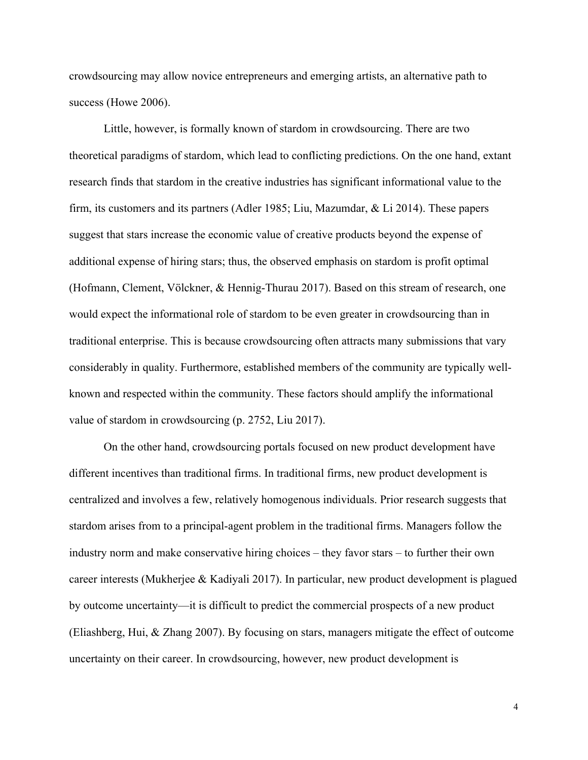crowdsourcing may allow novice entrepreneurs and emerging artists, an alternative path to success (Howe 2006).

Little, however, is formally known of stardom in crowdsourcing. There are two theoretical paradigms of stardom, which lead to conflicting predictions. On the one hand, extant research finds that stardom in the creative industries has significant informational value to the firm, its customers and its partners (Adler 1985; Liu, Mazumdar, & Li 2014). These papers suggest that stars increase the economic value of creative products beyond the expense of additional expense of hiring stars; thus, the observed emphasis on stardom is profit optimal (Hofmann, Clement, Völckner, & Hennig-Thurau 2017). Based on this stream of research, one would expect the informational role of stardom to be even greater in crowdsourcing than in traditional enterprise. This is because crowdsourcing often attracts many submissions that vary considerably in quality. Furthermore, established members of the community are typically well-known and respected within the community. These factors should amplify the informational value of stardom in crowdsourcing (p. 2752, Liu 2017).

On the other hand, crowdsourcing portals focused on new product development have different incentives than traditional firms. In traditional firms, new product development is centralized and involves a few, relatively homogenous individuals. Prior research suggests that stardom arises from to a principal-agent problem in the traditional firms. Managers follow the industry norm and make conservative hiring choices – they favor stars – to further their own career interests (Mukherjee & Kadiyali 2017). In particular, new product development is plagued by outcome uncertainty—it is difficult to predict the commercial prospects of a new product (Eliashberg, Hui, & Zhang 2007). By focusing on stars, managers mitigate the effect of outcome uncertainty on their career. In crowdsourcing, however, new product development is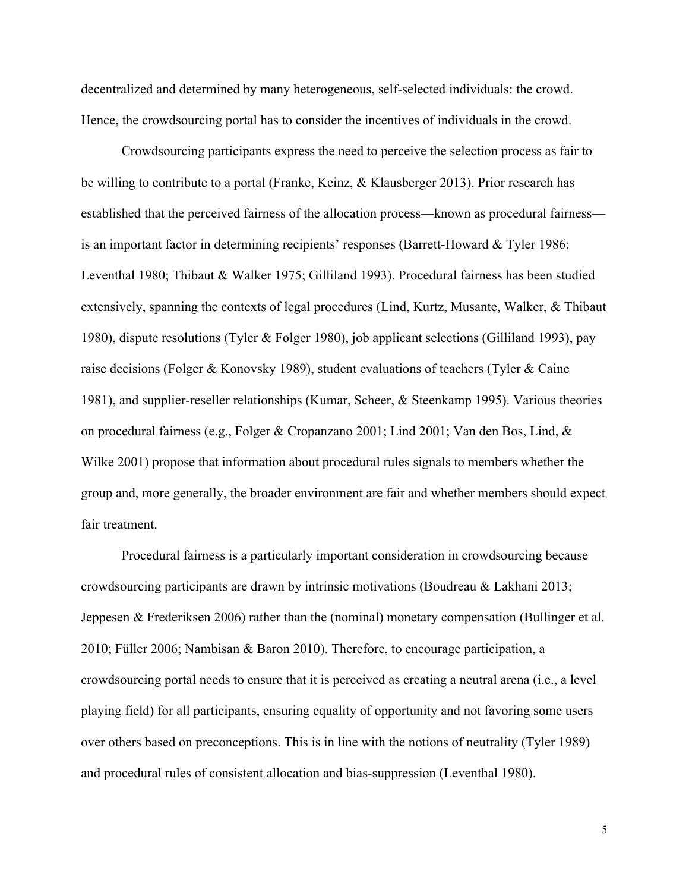decentralized and determined by many heterogeneous, self-selected individuals: the crowd. Hence, the crowdsourcing portal has to consider the incentives of individuals in the crowd.

Crowdsourcing participants express the need to perceive the selection process as fair to be willing to contribute to a portal (Franke, Keinz, & Klausberger 2013). Prior research has established that the perceived fairness of the allocation process—known as procedural fairness—is an important factor in determining recipients' responses (Barrett-Howard & Tyler 1986; Leventhal 1980; Thibaut & Walker 1975; Gilliland 1993). Procedural fairness has been studied extensively, spanning the contexts of legal procedures (Lind, Kurtz, Musante, Walker, & Thibaut 1980), dispute resolutions (Tyler & Folger 1980), job applicant selections (Gilliland 1993), pay raise decisions (Folger & Konovsky 1989), student evaluations of teachers (Tyler & Caine 1981), and supplier-reseller relationships (Kumar, Scheer, & Steenkamp 1995). Various theories on procedural fairness (e.g., Folger & Cropanzano 2001; Lind 2001; Van den Bos, Lind, & Wilke 2001) propose that information about procedural rules signals to members whether the group and, more generally, the broader environment are fair and whether members should expect fair treatment.

Procedural fairness is a particularly important consideration in crowdsourcing because crowdsourcing participants are drawn by intrinsic motivations (Boudreau & Lakhani 2013; Jeppesen & Frederiksen 2006) rather than the (nominal) monetary compensation (Bullinger et al. 2010; Füller 2006; Nambisan & Baron 2010). Therefore, to encourage participation, a crowdsourcing portal needs to ensure that it is perceived as creating a neutral arena (i.e., a level playing field) for all participants, ensuring equality of opportunity and not favoring some users over others based on preconceptions. This is in line with the notions of neutrality (Tyler 1989) and procedural rules of consistent allocation and bias-suppression (Leventhal 1980).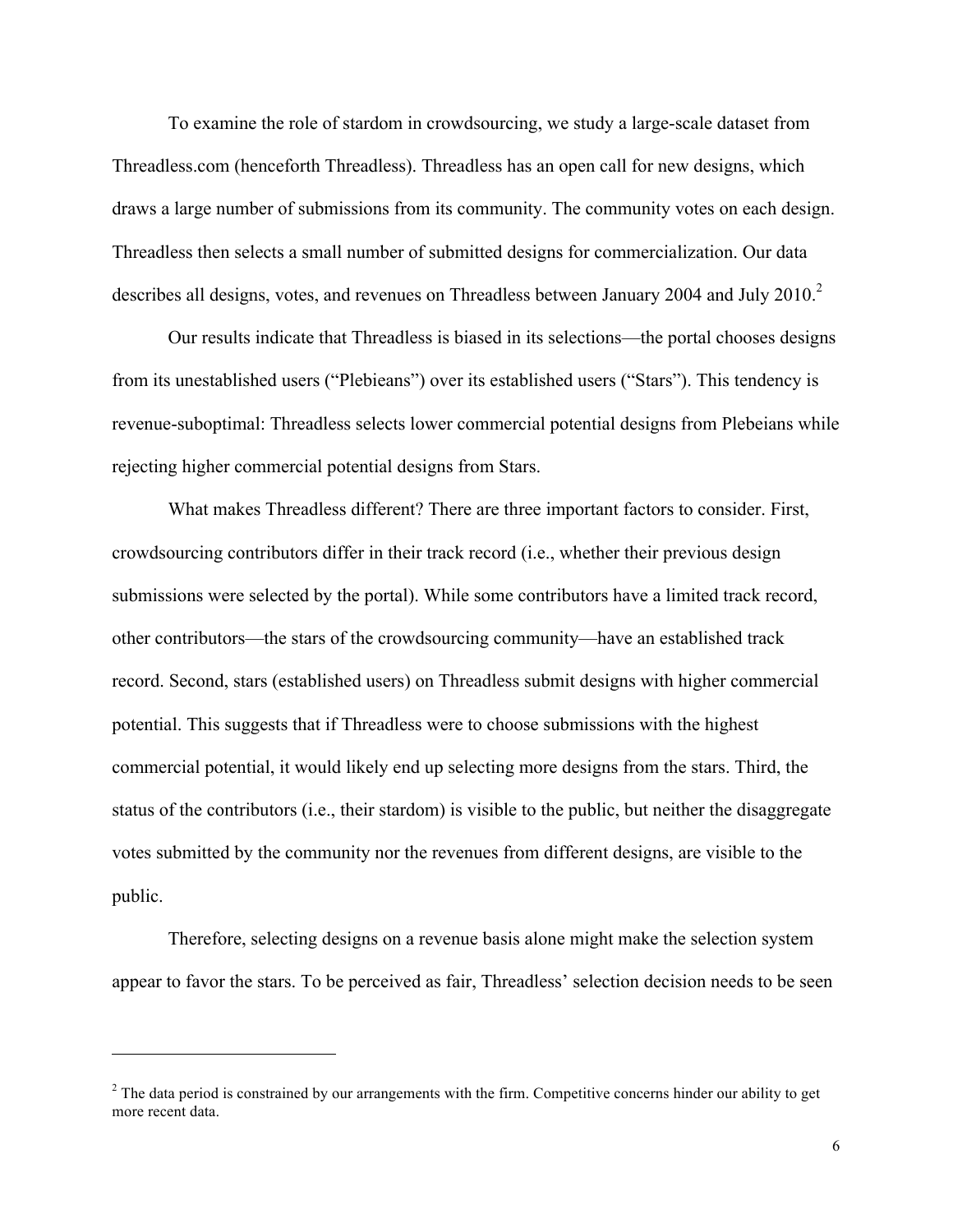To examine the role of stardom in crowdsourcing, we study a large-scale dataset from Threadless.com (henceforth Threadless). Threadless has an open call for new designs, which draws a large number of submissions from its community. The community votes on each design. Threadless then selects a small number of submitted designs for commercialization. Our data describes all designs, votes, and revenues on Threadless between January 2004 and July 2010.[2]

Our results indicate that Threadless is biased in its selections—the portal chooses designs from its unestablished users ("Plebieans") over its established users ("Stars"). This tendency is revenue-suboptimal: Threadless selects lower commercial potential designs from Plebeians while rejecting higher commercial potential designs from Stars.

What makes Threadless different? There are three important factors to consider. First, crowdsourcing contributors differ in their track record (i.e., whether their previous design submissions were selected by the portal). While some contributors have a limited track record, other contributors—the stars of the crowdsourcing community—have an established track record. Second, stars (established users) on Threadless submit designs with higher commercial potential. This suggests that if Threadless were to choose submissions with the highest commercial potential, it would likely end up selecting more designs from the stars. Third, the status of the contributors (i.e., their stardom) is visible to the public, but neither the disaggregate votes submitted by the community nor the revenues from different designs, are visible to the public.

Therefore, selecting designs on a revenue basis alone might make the selection system appear to favor the stars. To be perceived as fair, Threadless' selection decision needs to be seen

---

[2] The data period is constrained by our arrangements with the firm. Competitive concerns hinder our ability to get more recent data.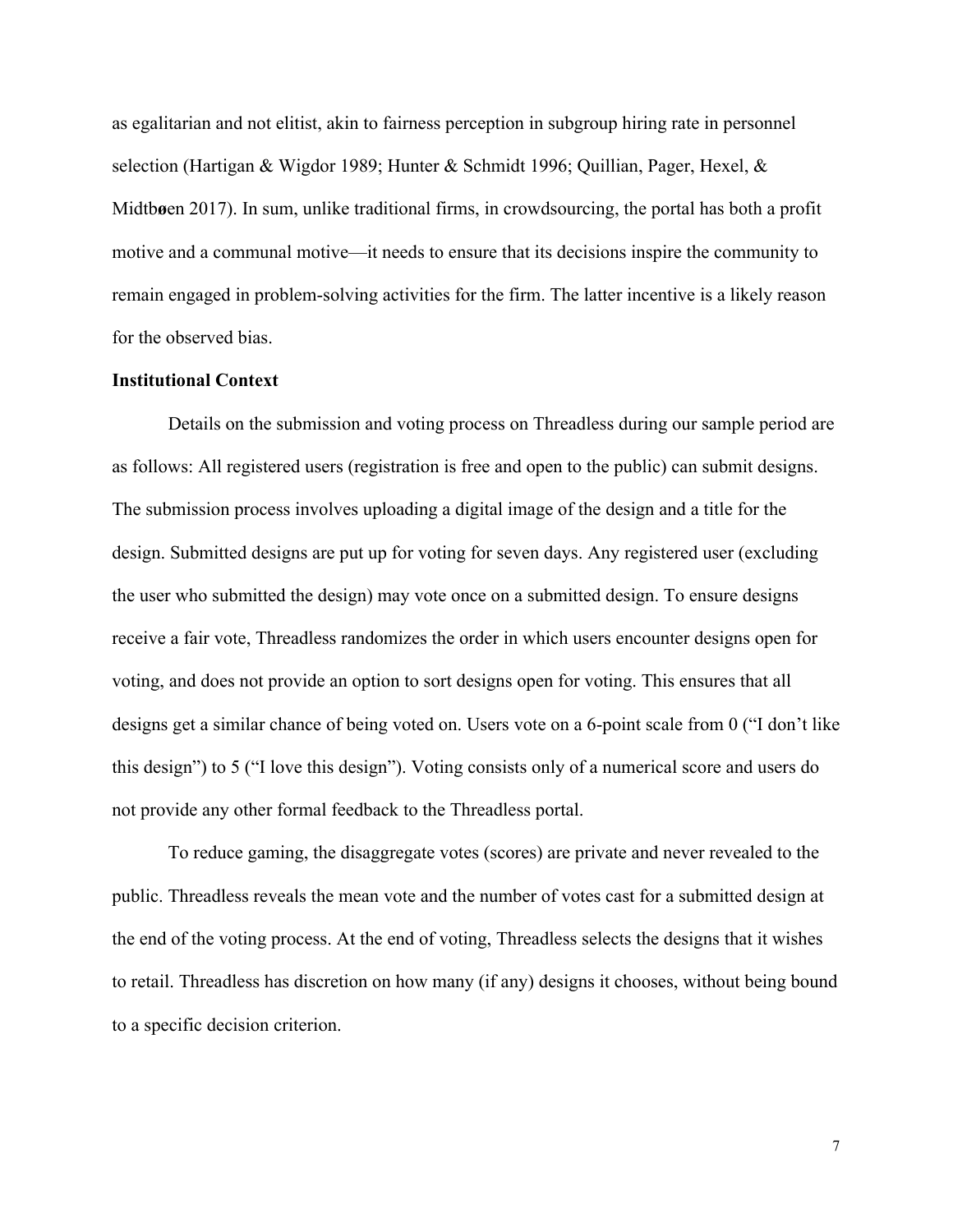as egalitarian and not elitist, akin to fairness perception in subgroup hiring rate in personnel selection (Hartigan & Wigdor 1989; Hunter & Schmidt 1996; Quillian, Pager, Hexel, & Midtbøen 2017). In sum, unlike traditional firms, in crowdsourcing, the portal has both a profit motive and a communal motive—it needs to ensure that its decisions inspire the community to remain engaged in problem-solving activities for the firm. The latter incentive is a likely reason for the observed bias.

**Institutional Context**

Details on the submission and voting process on Threadless during our sample period are as follows: All registered users (registration is free and open to the public) can submit designs. The submission process involves uploading a digital image of the design and a title for the design. Submitted designs are put up for voting for seven days. Any registered user (excluding the user who submitted the design) may vote once on a submitted design. To ensure designs receive a fair vote, Threadless randomizes the order in which users encounter designs open for voting, and does not provide an option to sort designs open for voting. This ensures that all designs get a similar chance of being voted on. Users vote on a 6-point scale from 0 ("I don't like this design") to 5 ("I love this design"). Voting consists only of a numerical score and users do not provide any other formal feedback to the Threadless portal.

To reduce gaming, the disaggregate votes (scores) are private and never revealed to the public. Threadless reveals the mean vote and the number of votes cast for a submitted design at the end of the voting process. At the end of voting, Threadless selects the designs that it wishes to retail. Threadless has discretion on how many (if any) designs it chooses, without being bound to a specific decision criterion.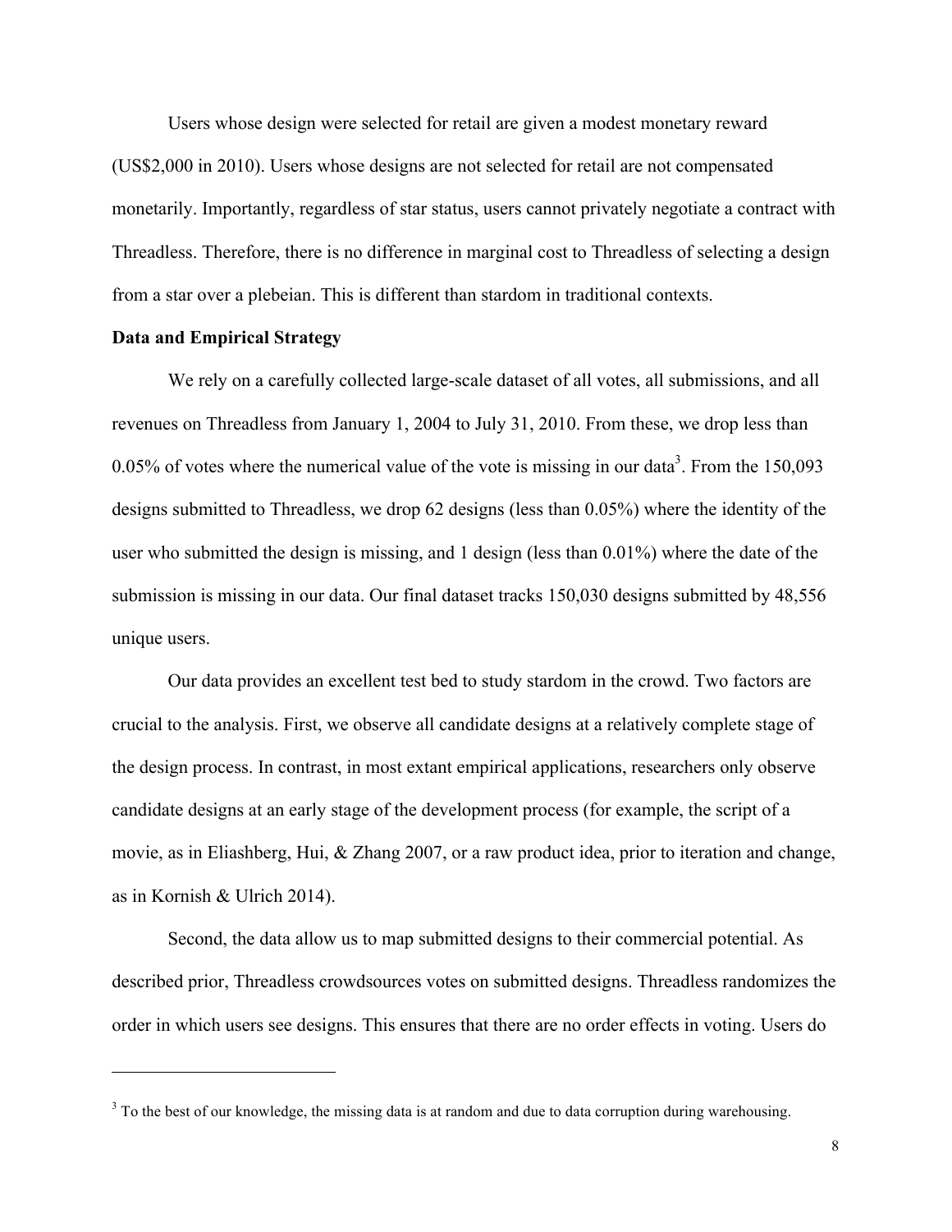Users whose design were selected for retail are given a modest monetary reward (US$2,000 in 2010). Users whose designs are not selected for retail are not compensated monetarily. Importantly, regardless of star status, users cannot privately negotiate a contract with Threadless. Therefore, there is no difference in marginal cost to Threadless of selecting a design from a star over a plebeian. This is different than stardom in traditional contexts.

**Data and Empirical Strategy**

We rely on a carefully collected large-scale dataset of all votes, all submissions, and all revenues on Threadless from January 1, 2004 to July 31, 2010. From these, we drop less than 0.05% of votes where the numerical value of the vote is missing in our data[3]. From the 150,093 designs submitted to Threadless, we drop 62 designs (less than 0.05%) where the identity of the user who submitted the design is missing, and 1 design (less than 0.01%) where the date of the submission is missing in our data. Our final dataset tracks 150,030 designs submitted by 48,556 unique users.

Our data provides an excellent test bed to study stardom in the crowd. Two factors are crucial to the analysis. First, we observe all candidate designs at a relatively complete stage of the design process. In contrast, in most extant empirical applications, researchers only observe candidate designs at an early stage of the development process (for example, the script of a movie, as in Eliashberg, Hui, & Zhang 2007, or a raw product idea, prior to iteration and change, as in Kornish & Ulrich 2014).

Second, the data allow us to map submitted designs to their commercial potential. As described prior, Threadless crowdsources votes on submitted designs. Threadless randomizes the order in which users see designs. This ensures that there are no order effects in voting. Users do

---

[3] To the best of our knowledge, the missing data is at random and due to data corruption during warehousing.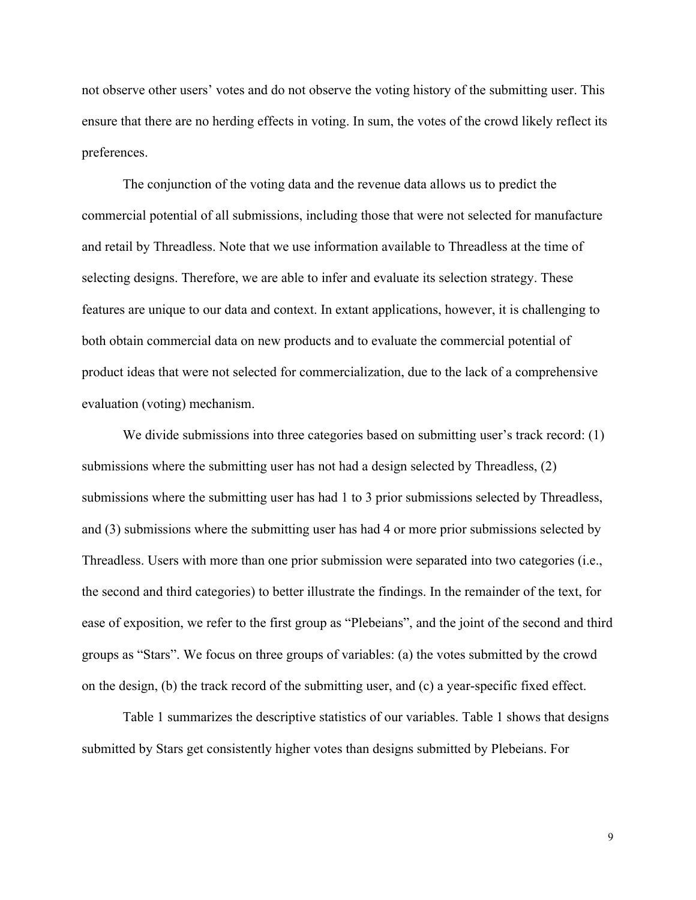not observe other users' votes and do not observe the voting history of the submitting user. This ensure that there are no herding effects in voting. In sum, the votes of the crowd likely reflect its preferences.

The conjunction of the voting data and the revenue data allows us to predict the commercial potential of all submissions, including those that were not selected for manufacture and retail by Threadless. Note that we use information available to Threadless at the time of selecting designs. Therefore, we are able to infer and evaluate its selection strategy. These features are unique to our data and context. In extant applications, however, it is challenging to both obtain commercial data on new products and to evaluate the commercial potential of product ideas that were not selected for commercialization, due to the lack of a comprehensive evaluation (voting) mechanism.

We divide submissions into three categories based on submitting user's track record: (1) submissions where the submitting user has not had a design selected by Threadless, (2) submissions where the submitting user has had 1 to 3 prior submissions selected by Threadless, and (3) submissions where the submitting user has had 4 or more prior submissions selected by Threadless. Users with more than one prior submission were separated into two categories (i.e., the second and third categories) to better illustrate the findings. In the remainder of the text, for ease of exposition, we refer to the first group as "Plebeians", and the joint of the second and third groups as "Stars". We focus on three groups of variables: (a) the votes submitted by the crowd on the design, (b) the track record of the submitting user, and (c) a year-specific fixed effect.

Table 1 summarizes the descriptive statistics of our variables. Table 1 shows that designs submitted by Stars get consistently higher votes than designs submitted by Plebeians. For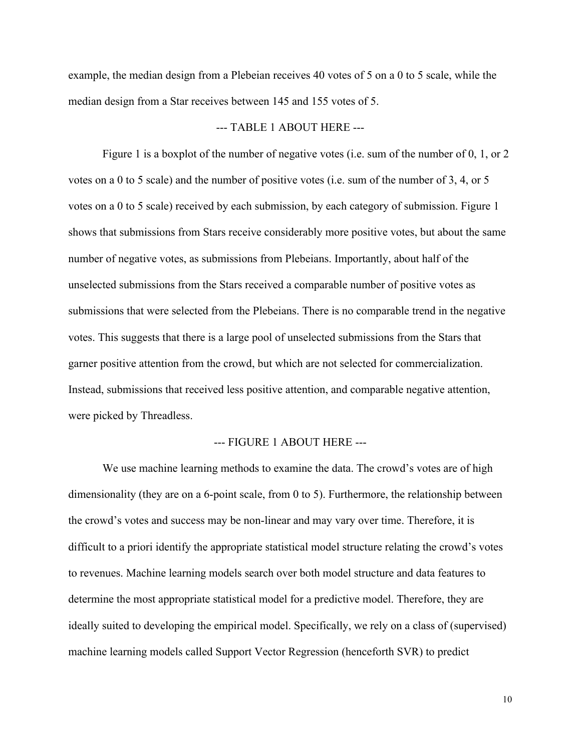example, the median design from a Plebeian receives 40 votes of 5 on a 0 to 5 scale, while the median design from a Star receives between 145 and 155 votes of 5.

--- TABLE 1 ABOUT HERE ---

Figure 1 is a boxplot of the number of negative votes (i.e. sum of the number of 0, 1, or 2 votes on a 0 to 5 scale) and the number of positive votes (i.e. sum of the number of 3, 4, or 5 votes on a 0 to 5 scale) received by each submission, by each category of submission. Figure 1 shows that submissions from Stars receive considerably more positive votes, but about the same number of negative votes, as submissions from Plebeians. Importantly, about half of the unselected submissions from the Stars received a comparable number of positive votes as submissions that were selected from the Plebeians. There is no comparable trend in the negative votes. This suggests that there is a large pool of unselected submissions from the Stars that garner positive attention from the crowd, but which are not selected for commercialization. Instead, submissions that received less positive attention, and comparable negative attention, were picked by Threadless.

--- FIGURE 1 ABOUT HERE ---

We use machine learning methods to examine the data. The crowd's votes are of high dimensionality (they are on a 6-point scale, from 0 to 5). Furthermore, the relationship between the crowd's votes and success may be non-linear and may vary over time. Therefore, it is difficult to a priori identify the appropriate statistical model structure relating the crowd's votes to revenues. Machine learning models search over both model structure and data features to determine the most appropriate statistical model for a predictive model. Therefore, they are ideally suited to developing the empirical model. Specifically, we rely on a class of (supervised) machine learning models called Support Vector Regression (henceforth SVR) to predict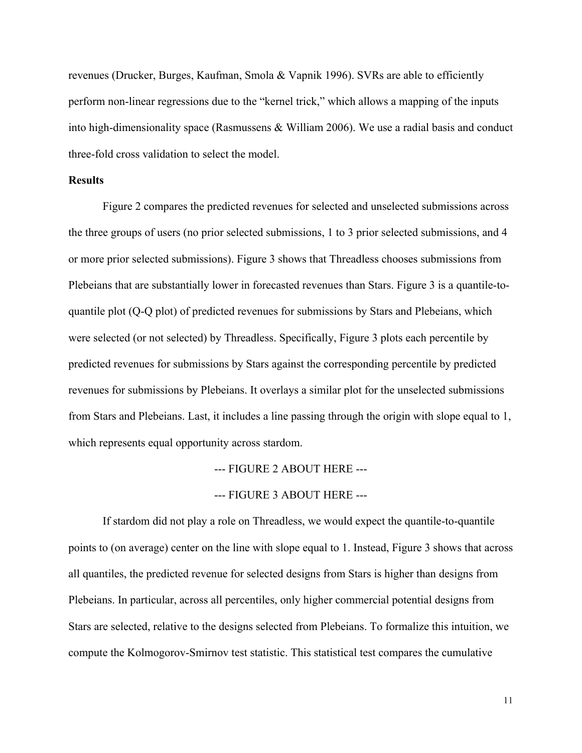revenues (Drucker, Burges, Kaufman, Smola & Vapnik 1996). SVRs are able to efficiently perform non-linear regressions due to the "kernel trick," which allows a mapping of the inputs into high-dimensionality space (Rasmussens & William 2006). We use a radial basis and conduct three-fold cross validation to select the model.

**Results**

Figure 2 compares the predicted revenues for selected and unselected submissions across the three groups of users (no prior selected submissions, 1 to 3 prior selected submissions, and 4 or more prior selected submissions). Figure 3 shows that Threadless chooses submissions from Plebeians that are substantially lower in forecasted revenues than Stars. Figure 3 is a quantile-to-quantile plot (Q-Q plot) of predicted revenues for submissions by Stars and Plebeians, which were selected (or not selected) by Threadless. Specifically, Figure 3 plots each percentile by predicted revenues for submissions by Stars against the corresponding percentile by predicted revenues for submissions by Plebeians. It overlays a similar plot for the unselected submissions from Stars and Plebeians. Last, it includes a line passing through the origin with slope equal to 1, which represents equal opportunity across stardom.

--- FIGURE 2 ABOUT HERE ---

--- FIGURE 3 ABOUT HERE ---

If stardom did not play a role on Threadless, we would expect the quantile-to-quantile points to (on average) center on the line with slope equal to 1. Instead, Figure 3 shows that across all quantiles, the predicted revenue for selected designs from Stars is higher than designs from Plebeians. In particular, across all percentiles, only higher commercial potential designs from Stars are selected, relative to the designs selected from Plebeians. To formalize this intuition, we compute the Kolmogorov-Smirnov test statistic. This statistical test compares the cumulative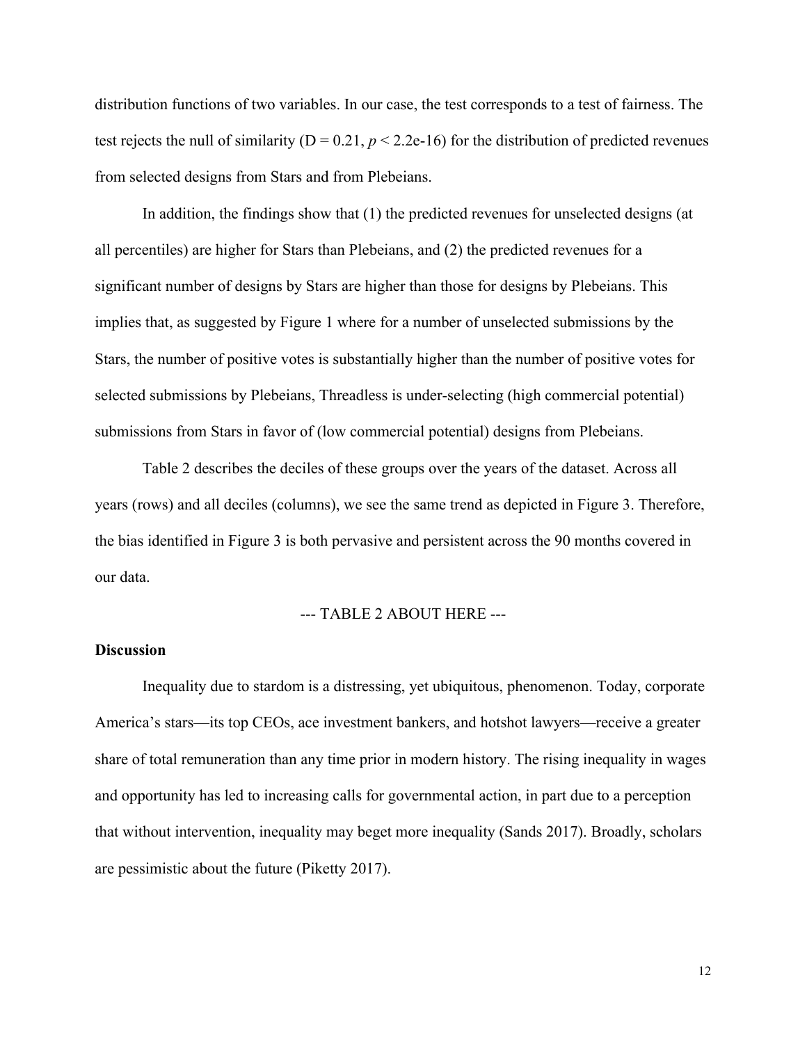distribution functions of two variables. In our case, the test corresponds to a test of fairness. The test rejects the null of similarity (D = 0.21, $p < 2.2e\text{-}16$) for the distribution of predicted revenues from selected designs from Stars and from Plebeians.

In addition, the findings show that (1) the predicted revenues for unselected designs (at all percentiles) are higher for Stars than Plebeians, and (2) the predicted revenues for a significant number of designs by Stars are higher than those for designs by Plebeians. This implies that, as suggested by Figure 1 where for a number of unselected submissions by the Stars, the number of positive votes is substantially higher than the number of positive votes for selected submissions by Plebeians, Threadless is under-selecting (high commercial potential) submissions from Stars in favor of (low commercial potential) designs from Plebeians.

Table 2 describes the deciles of these groups over the years of the dataset. Across all years (rows) and all deciles (columns), we see the same trend as depicted in Figure 3. Therefore, the bias identified in Figure 3 is both pervasive and persistent across the 90 months covered in our data.

--- TABLE 2 ABOUT HERE ---

**Discussion**

Inequality due to stardom is a distressing, yet ubiquitous, phenomenon. Today, corporate America's stars—its top CEOs, ace investment bankers, and hotshot lawyers—receive a greater share of total remuneration than any time prior in modern history. The rising inequality in wages and opportunity has led to increasing calls for governmental action, in part due to a perception that without intervention, inequality may beget more inequality (Sands 2017). Broadly, scholars are pessimistic about the future (Piketty 2017).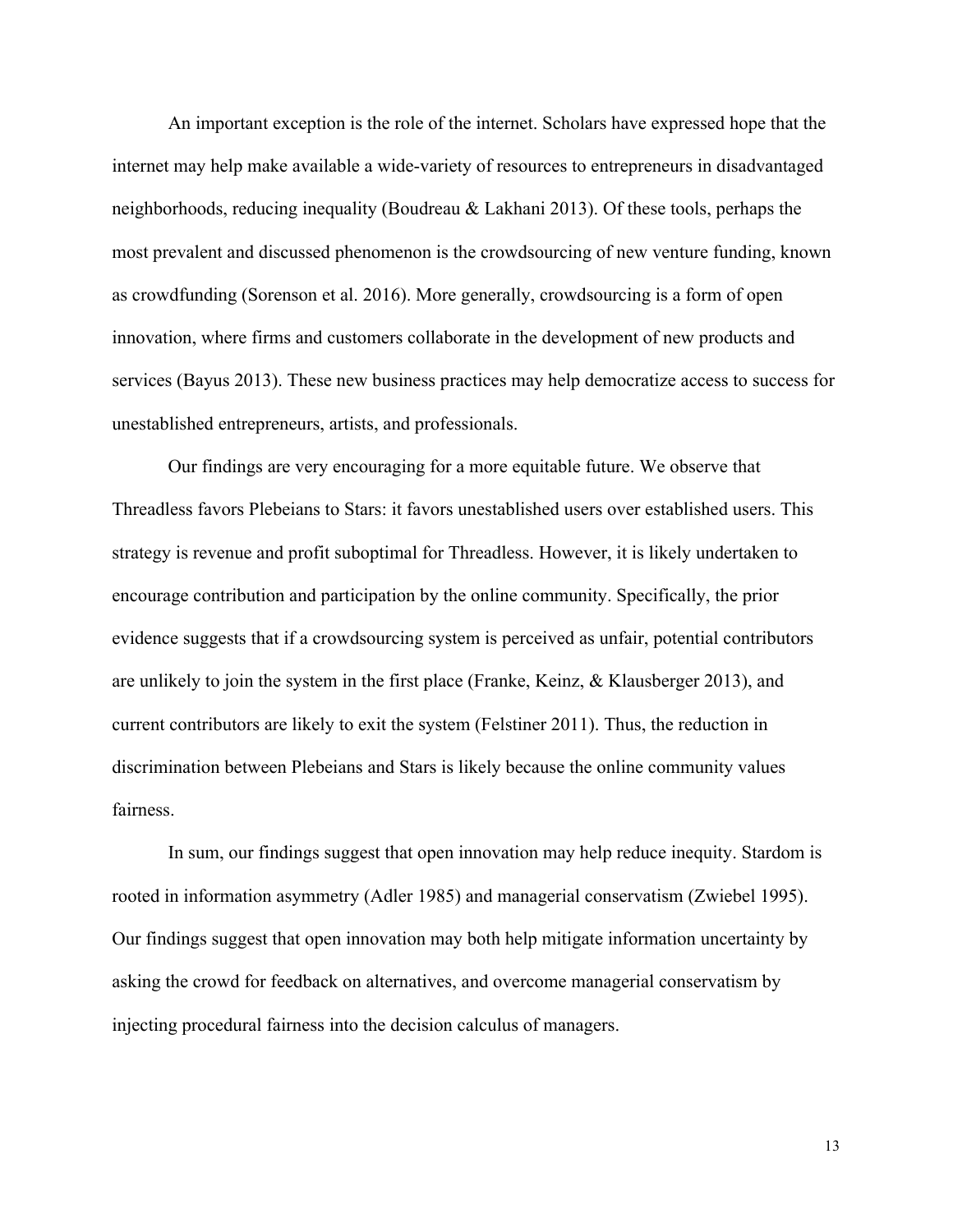An important exception is the role of the internet. Scholars have expressed hope that the internet may help make available a wide-variety of resources to entrepreneurs in disadvantaged neighborhoods, reducing inequality (Boudreau & Lakhani 2013). Of these tools, perhaps the most prevalent and discussed phenomenon is the crowdsourcing of new venture funding, known as crowdfunding (Sorenson et al. 2016). More generally, crowdsourcing is a form of open innovation, where firms and customers collaborate in the development of new products and services (Bayus 2013). These new business practices may help democratize access to success for unestablished entrepreneurs, artists, and professionals.

Our findings are very encouraging for a more equitable future. We observe that Threadless favors Plebeians to Stars: it favors unestablished users over established users. This strategy is revenue and profit suboptimal for Threadless. However, it is likely undertaken to encourage contribution and participation by the online community. Specifically, the prior evidence suggests that if a crowdsourcing system is perceived as unfair, potential contributors are unlikely to join the system in the first place (Franke, Keinz, & Klausberger 2013), and current contributors are likely to exit the system (Felstiner 2011). Thus, the reduction in discrimination between Plebeians and Stars is likely because the online community values fairness.

In sum, our findings suggest that open innovation may help reduce inequity. Stardom is rooted in information asymmetry (Adler 1985) and managerial conservatism (Zwiebel 1995). Our findings suggest that open innovation may both help mitigate information uncertainty by asking the crowd for feedback on alternatives, and overcome managerial conservatism by injecting procedural fairness into the decision calculus of managers.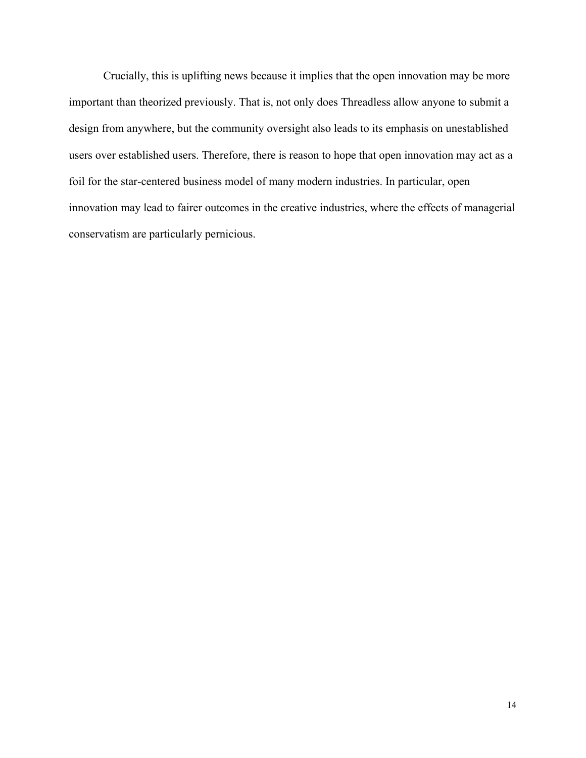Crucially, this is uplifting news because it implies that the open innovation may be more important than theorized previously. That is, not only does Threadless allow anyone to submit a design from anywhere, but the community oversight also leads to its emphasis on unestablished users over established users. Therefore, there is reason to hope that open innovation may act as a foil for the star-centered business model of many modern industries. In particular, open innovation may lead to fairer outcomes in the creative industries, where the effects of managerial conservatism are particularly pernicious.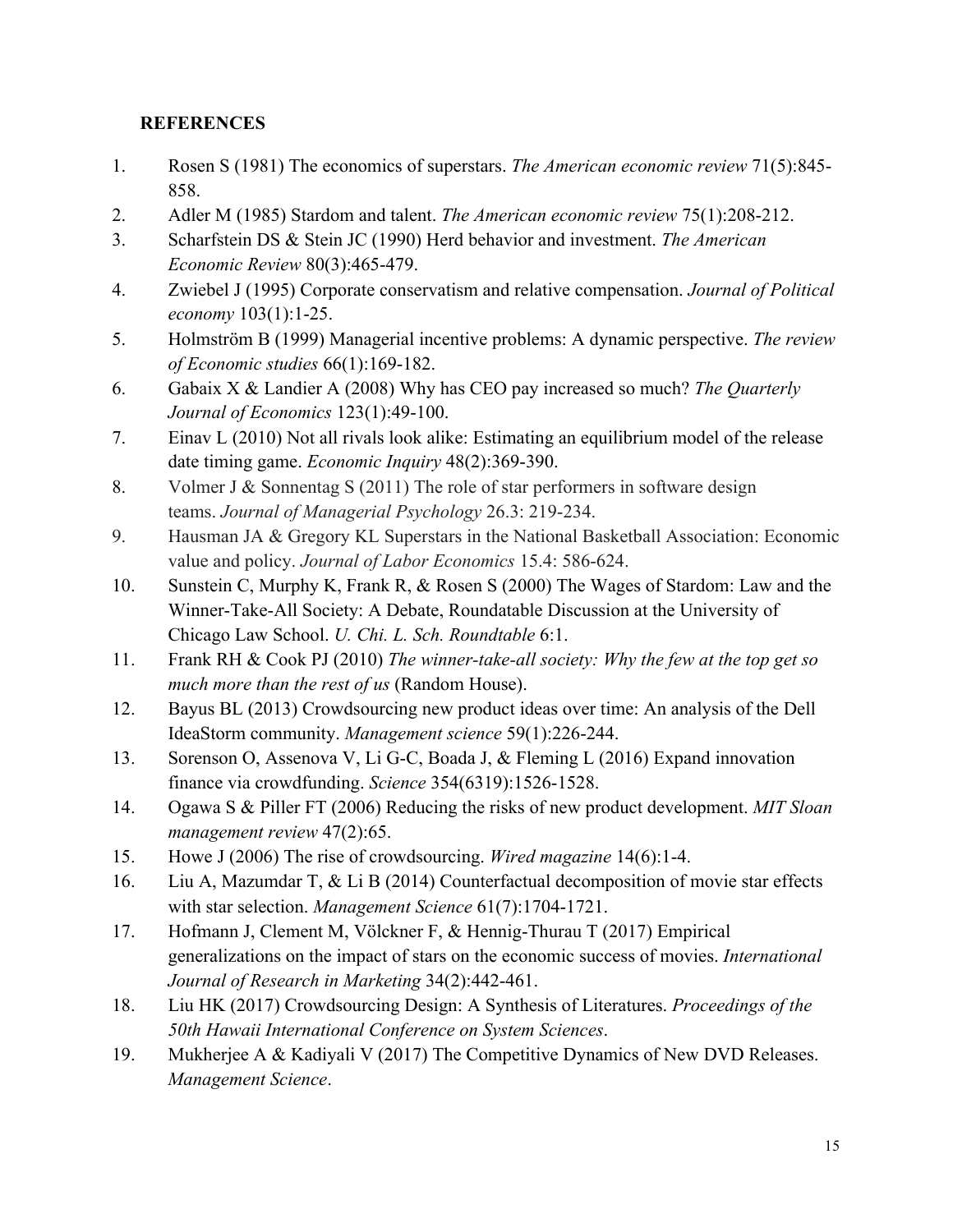## REFERENCES

1. Rosen S (1981) The economics of superstars. *The American economic review* 71(5):845-858.
2. Adler M (1985) Stardom and talent. *The American economic review* 75(1):208-212.
3. Scharfstein DS & Stein JC (1990) Herd behavior and investment. *The American Economic Review* 80(3):465-479.
4. Zwiebel J (1995) Corporate conservatism and relative compensation. *Journal of Political economy* 103(1):1-25.
5. Holmström B (1999) Managerial incentive problems: A dynamic perspective. *The review of Economic studies* 66(1):169-182.
6. Gabaix X & Landier A (2008) Why has CEO pay increased so much? *The Quarterly Journal of Economics* 123(1):49-100.
7. Einav L (2010) Not all rivals look alike: Estimating an equilibrium model of the release date timing game. *Economic Inquiry* 48(2):369-390.
8. Volmer J & Sonnentag S (2011) The role of star performers in software design teams. *Journal of Managerial Psychology* 26.3: 219-234.
9. Hausman JA & Gregory KL Superstars in the National Basketball Association: Economic value and policy. *Journal of Labor Economics* 15.4: 586-624.
10. Sunstein C, Murphy K, Frank R, & Rosen S (2000) The Wages of Stardom: Law and the Winner-Take-All Society: A Debate, Roundatable Discussion at the University of Chicago Law School. *U. Chi. L. Sch. Roundtable* 6:1.
11. Frank RH & Cook PJ (2010) *The winner-take-all society: Why the few at the top get so much more than the rest of us* (Random House).
12. Bayus BL (2013) Crowdsourcing new product ideas over time: An analysis of the Dell IdeaStorm community. *Management science* 59(1):226-244.
13. Sorenson O, Assenova V, Li G-C, Boada J, & Fleming L (2016) Expand innovation finance via crowdfunding. *Science* 354(6319):1526-1528.
14. Ogawa S & Piller FT (2006) Reducing the risks of new product development. *MIT Sloan management review* 47(2):65.
15. Howe J (2006) The rise of crowdsourcing. *Wired magazine* 14(6):1-4.
16. Liu A, Mazumdar T, & Li B (2014) Counterfactual decomposition of movie star effects with star selection. *Management Science* 61(7):1704-1721.
17. Hofmann J, Clement M, Völckner F, & Hennig-Thurau T (2017) Empirical generalizations on the impact of stars on the economic success of movies. *International Journal of Research in Marketing* 34(2):442-461.
18. Liu HK (2017) Crowdsourcing Design: A Synthesis of Literatures. *Proceedings of the 50th Hawaii International Conference on System Sciences*.
19. Mukherjee A & Kadiyali V (2017) The Competitive Dynamics of New DVD Releases. *Management Science*.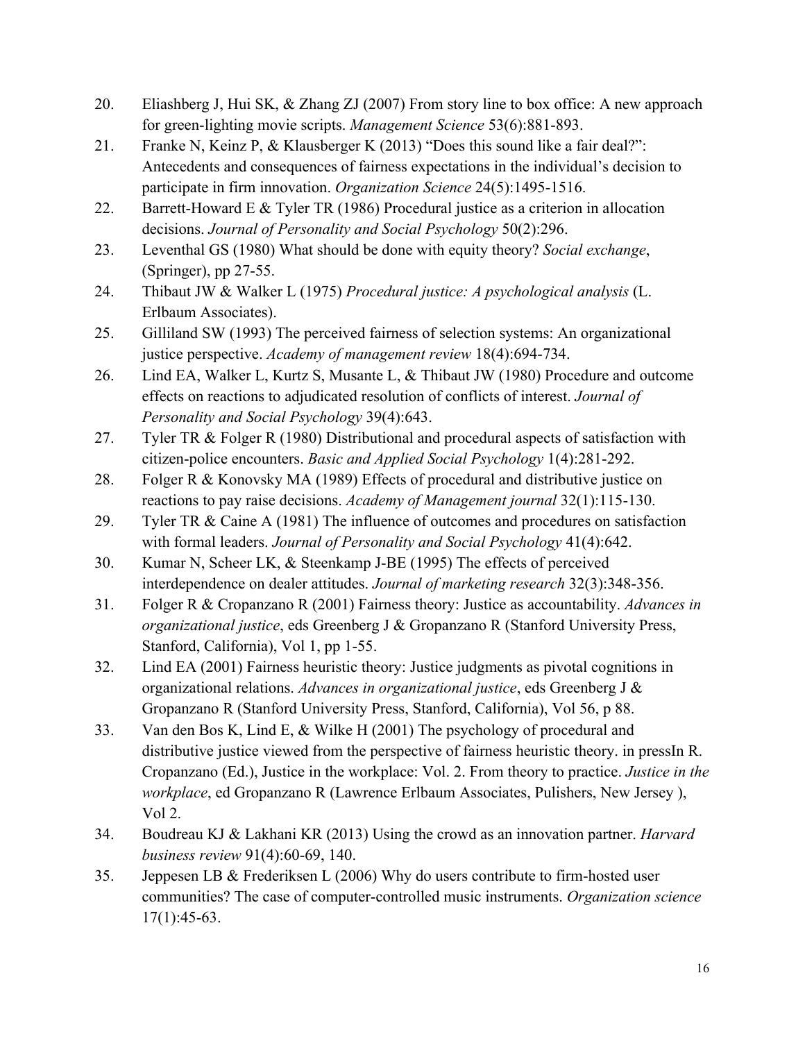20. Eliashberg J, Hui SK, & Zhang ZJ (2007) From story line to box office: A new approach for green-lighting movie scripts. *Management Science* 53(6):881-893.
21. Franke N, Keinz P, & Klausberger K (2013) "Does this sound like a fair deal?": Antecedents and consequences of fairness expectations in the individual's decision to participate in firm innovation. *Organization Science* 24(5):1495-1516.
22. Barrett-Howard E & Tyler TR (1986) Procedural justice as a criterion in allocation decisions. *Journal of Personality and Social Psychology* 50(2):296.
23. Leventhal GS (1980) What should be done with equity theory? *Social exchange*, (Springer), pp 27-55.
24. Thibaut JW & Walker L (1975) *Procedural justice: A psychological analysis* (L. Erlbaum Associates).
25. Gilliland SW (1993) The perceived fairness of selection systems: An organizational justice perspective. *Academy of management review* 18(4):694-734.
26. Lind EA, Walker L, Kurtz S, Musante L, & Thibaut JW (1980) Procedure and outcome effects on reactions to adjudicated resolution of conflicts of interest. *Journal of Personality and Social Psychology* 39(4):643.
27. Tyler TR & Folger R (1980) Distributional and procedural aspects of satisfaction with citizen-police encounters. *Basic and Applied Social Psychology* 1(4):281-292.
28. Folger R & Konovsky MA (1989) Effects of procedural and distributive justice on reactions to pay raise decisions. *Academy of Management journal* 32(1):115-130.
29. Tyler TR & Caine A (1981) The influence of outcomes and procedures on satisfaction with formal leaders. *Journal of Personality and Social Psychology* 41(4):642.
30. Kumar N, Scheer LK, & Steenkamp J-BE (1995) The effects of perceived interdependence on dealer attitudes. *Journal of marketing research* 32(3):348-356.
31. Folger R & Cropanzano R (2001) Fairness theory: Justice as accountability. *Advances in organizational justice*, eds Greenberg J & Gropanzano R (Stanford University Press, Stanford, California), Vol 1, pp 1-55.
32. Lind EA (2001) Fairness heuristic theory: Justice judgments as pivotal cognitions in organizational relations. *Advances in organizational justice*, eds Greenberg J & Gropanzano R (Stanford University Press, Stanford, California), Vol 56, p 88.
33. Van den Bos K, Lind E, & Wilke H (2001) The psychology of procedural and distributive justice viewed from the perspective of fairness heuristic theory. in pressIn R. Cropanzano (Ed.), Justice in the workplace: Vol. 2. From theory to practice. *Justice in the workplace*, ed Gropanzano R (Lawrence Erlbaum Associates, Pulishers, New Jersey ), Vol 2.
34. Boudreau KJ & Lakhani KR (2013) Using the crowd as an innovation partner. *Harvard business review* 91(4):60-69, 140.
35. Jeppesen LB & Frederiksen L (2006) Why do users contribute to firm-hosted user communities? The case of computer-controlled music instruments. *Organization science* 17(1):45-63.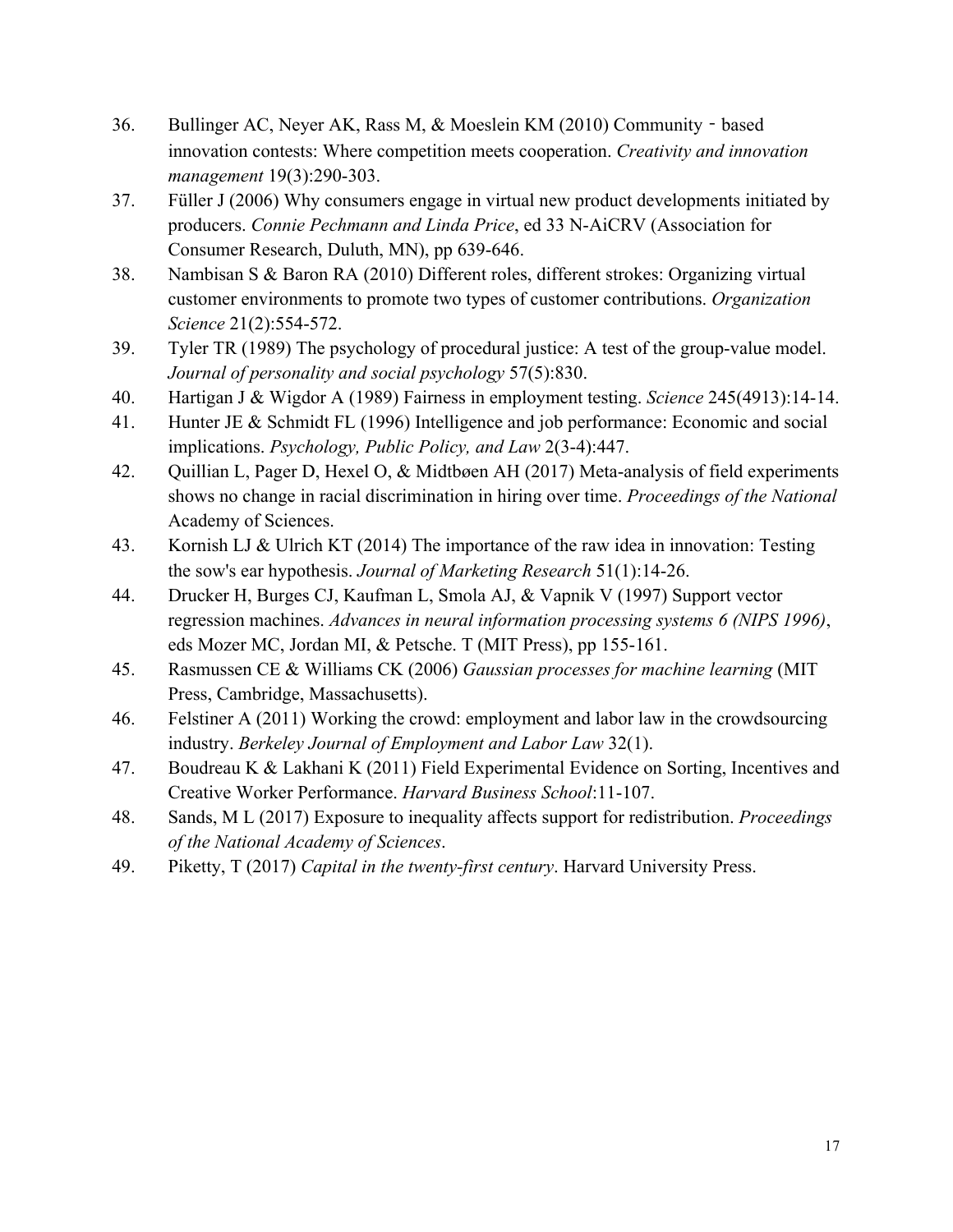36. Bullinger AC, Neyer AK, Rass M, & Moeslein KM (2010) Community‐based innovation contests: Where competition meets cooperation. *Creativity and innovation management* 19(3):290-303.
37. Füller J (2006) Why consumers engage in virtual new product developments initiated by producers. *Connie Pechmann and Linda Price*, ed 33 N-AiCRV (Association for Consumer Research, Duluth, MN), pp 639-646.
38. Nambisan S & Baron RA (2010) Different roles, different strokes: Organizing virtual customer environments to promote two types of customer contributions. *Organization Science* 21(2):554-572.
39. Tyler TR (1989) The psychology of procedural justice: A test of the group-value model. *Journal of personality and social psychology* 57(5):830.
40. Hartigan J & Wigdor A (1989) Fairness in employment testing. *Science* 245(4913):14-14.
41. Hunter JE & Schmidt FL (1996) Intelligence and job performance: Economic and social implications. *Psychology, Public Policy, and Law* 2(3-4):447.
42. Quillian L, Pager D, Hexel O, & Midtbøen AH (2017) Meta-analysis of field experiments shows no change in racial discrimination in hiring over time. *Proceedings of the National* Academy of Sciences.
43. Kornish LJ & Ulrich KT (2014) The importance of the raw idea in innovation: Testing the sow's ear hypothesis. *Journal of Marketing Research* 51(1):14-26.
44. Drucker H, Burges CJ, Kaufman L, Smola AJ, & Vapnik V (1997) Support vector regression machines. *Advances in neural information processing systems 6 (NIPS 1996)*, eds Mozer MC, Jordan MI, & Petsche. T (MIT Press), pp 155-161.
45. Rasmussen CE & Williams CK (2006) *Gaussian processes for machine learning* (MIT Press, Cambridge, Massachusetts).
46. Felstiner A (2011) Working the crowd: employment and labor law in the crowdsourcing industry. *Berkeley Journal of Employment and Labor Law* 32(1).
47. Boudreau K & Lakhani K (2011) Field Experimental Evidence on Sorting, Incentives and Creative Worker Performance. *Harvard Business School*:11-107.
48. Sands, M L (2017) Exposure to inequality affects support for redistribution. *Proceedings of the National Academy of Sciences*.
49. Piketty, T (2017) *Capital in the twenty-first century*. Harvard University Press.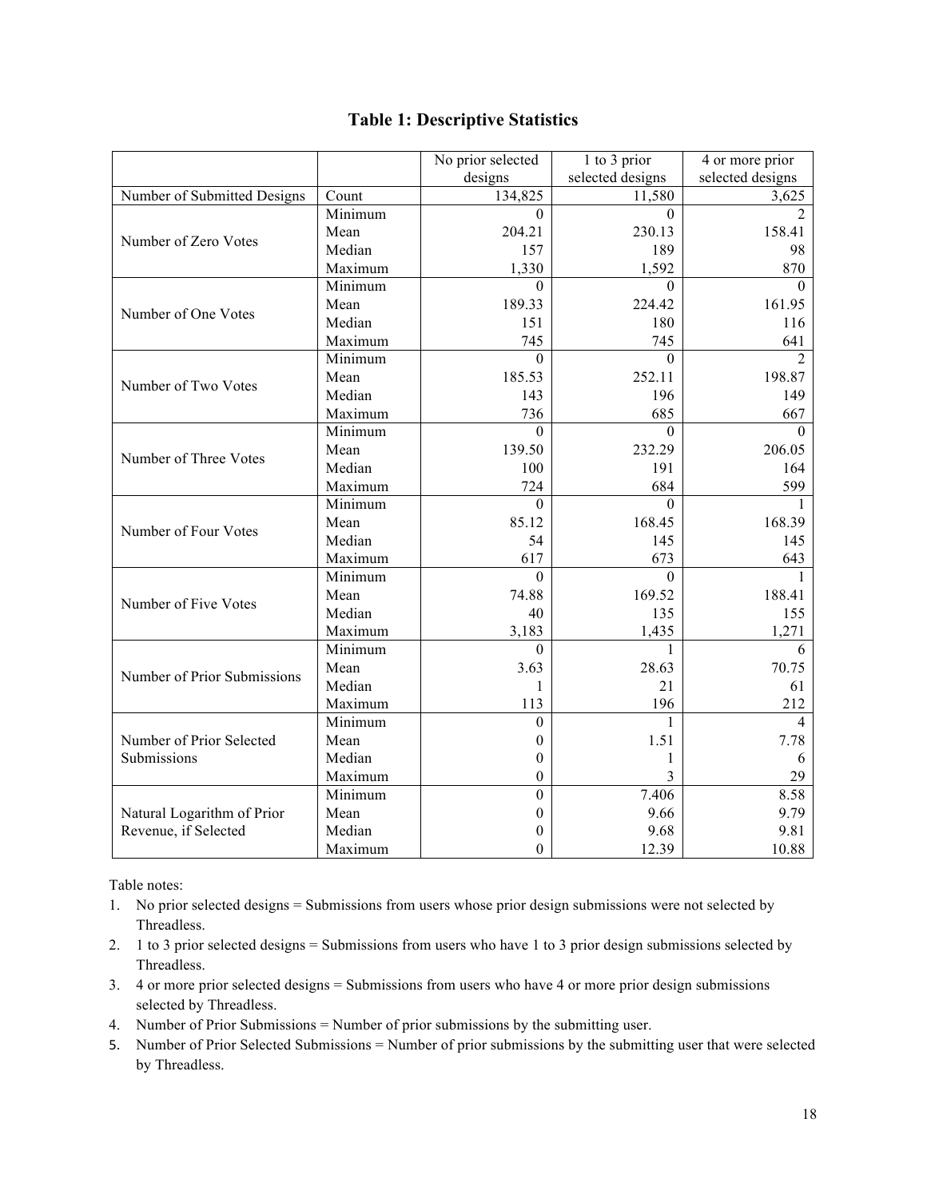# Table 1: Descriptive Statistics

| | | No prior selected designs | 1 to 3 prior selected designs | 4 or more prior selected designs |
|---|---|---|---|---|
| Number of Submitted Designs | Count | 134,825 | 11,580 | 3,625 |
| Number of Zero Votes | Minimum | 0 | 0 | 2 |
| | Mean | 204.21 | 230.13 | 158.41 |
| | Median | 157 | 189 | 98 |
| | Maximum | 1,330 | 1,592 | 870 |
| Number of One Votes | Minimum | 0 | 0 | 0 |
| | Mean | 189.33 | 224.42 | 161.95 |
| | Median | 151 | 180 | 116 |
| | Maximum | 745 | 745 | 641 |
| Number of Two Votes | Minimum | 0 | 0 | 2 |
| | Mean | 185.53 | 252.11 | 198.87 |
| | Median | 143 | 196 | 149 |
| | Maximum | 736 | 685 | 667 |
| Number of Three Votes | Minimum | 0 | 0 | 0 |
| | Mean | 139.50 | 232.29 | 206.05 |
| | Median | 100 | 191 | 164 |
| | Maximum | 724 | 684 | 599 |
| Number of Four Votes | Minimum | 0 | 0 | 1 |
| | Mean | 85.12 | 168.45 | 168.39 |
| | Median | 54 | 145 | 145 |
| | Maximum | 617 | 673 | 643 |
| Number of Five Votes | Minimum | 0 | 0 | 1 |
| | Mean | 74.88 | 169.52 | 188.41 |
| | Median | 40 | 135 | 155 |
| | Maximum | 3,183 | 1,435 | 1,271 |
| Number of Prior Submissions | Minimum | 0 | 1 | 6 |
| | Mean | 3.63 | 28.63 | 70.75 |
| | Median | 1 | 21 | 61 |
| | Maximum | 113 | 196 | 212 |
| Number of Prior Selected Submissions | Minimum | 0 | 1 | 4 |
| | Mean | 0 | 1.51 | 7.78 |
| | Median | 0 | 1 | 6 |
| | Maximum | 0 | 3 | 29 |
| Natural Logarithm of Prior Revenue, if Selected | Minimum | 0 | 7.406 | 8.58 |
| | Mean | 0 | 9.66 | 9.79 |
| | Median | 0 | 9.68 | 9.81 |
| | Maximum | 0 | 12.39 | 10.88 |

Table notes:

1. No prior selected designs = Submissions from users whose prior design submissions were not selected by Threadless.
2. 1 to 3 prior selected designs = Submissions from users who have 1 to 3 prior design submissions selected by Threadless.
3. 4 or more prior selected designs = Submissions from users who have 4 or more prior design submissions selected by Threadless.
4. Number of Prior Submissions = Number of prior submissions by the submitting user.
5. Number of Prior Selected Submissions = Number of prior submissions by the submitting user that were selected by Threadless.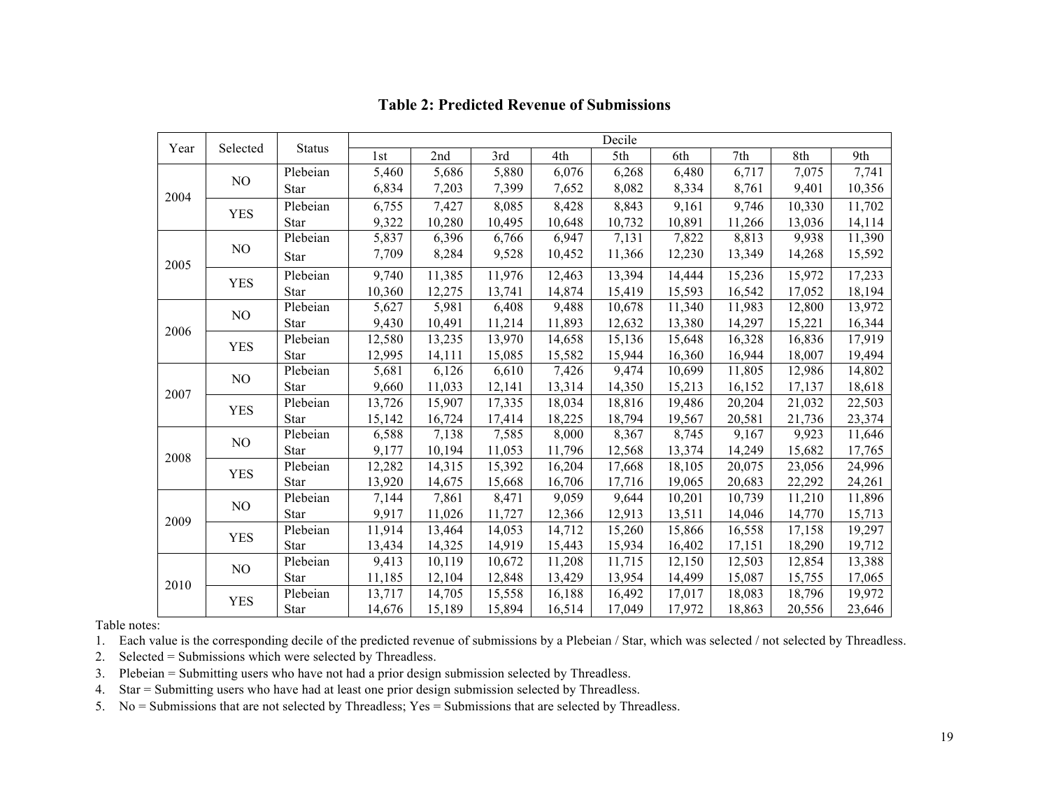## Table 2: Predicted Revenue of Submissions

| Year | Selected | Status | Decile | | | | | | | | |
|---|---|---|---|---|---|---|---|---|---|---|---|
| | | | 1st | 2nd | 3rd | 4th | 5th | 6th | 7th | 8th | 9th |
| 2004 | NO | Plebeian | 5,460 | 5,686 | 5,880 | 6,076 | 6,268 | 6,480 | 6,717 | 7,075 | 7,741 |
| | | Star | 6,834 | 7,203 | 7,399 | 7,652 | 8,082 | 8,334 | 8,761 | 9,401 | 10,356 |
| | YES | Plebeian | 6,755 | 7,427 | 8,085 | 8,428 | 8,843 | 9,161 | 9,746 | 10,330 | 11,702 |
| | | Star | 9,322 | 10,280 | 10,495 | 10,648 | 10,732 | 10,891 | 11,266 | 13,036 | 14,114 |
| 2005 | NO | Plebeian | 5,837 | 6,396 | 6,766 | 6,947 | 7,131 | 7,822 | 8,813 | 9,938 | 11,390 |
| | | Star | 7,709 | 8,284 | 9,528 | 10,452 | 11,366 | 12,230 | 13,349 | 14,268 | 15,592 |
| | YES | Plebeian | 9,740 | 11,385 | 11,976 | 12,463 | 13,394 | 14,444 | 15,236 | 15,972 | 17,233 |
| | | Star | 10,360 | 12,275 | 13,741 | 14,874 | 15,419 | 15,593 | 16,542 | 17,052 | 18,194 |
| 2006 | NO | Plebeian | 5,627 | 5,981 | 6,408 | 9,488 | 10,678 | 11,340 | 11,983 | 12,800 | 13,972 |
| | | Star | 9,430 | 10,491 | 11,214 | 11,893 | 12,632 | 13,380 | 14,297 | 15,221 | 16,344 |
| | YES | Plebeian | 12,580 | 13,235 | 13,970 | 14,658 | 15,136 | 15,648 | 16,328 | 16,836 | 17,919 |
| | | Star | 12,995 | 14,111 | 15,085 | 15,582 | 15,944 | 16,360 | 16,944 | 18,007 | 19,494 |
| 2007 | NO | Plebeian | 5,681 | 6,126 | 6,610 | 7,426 | 9,474 | 10,699 | 11,805 | 12,986 | 14,802 |
| | | Star | 9,660 | 11,033 | 12,141 | 13,314 | 14,350 | 15,213 | 16,152 | 17,137 | 18,618 |
| | YES | Plebeian | 13,726 | 15,907 | 17,335 | 18,034 | 18,816 | 19,486 | 20,204 | 21,032 | 22,503 |
| | | Star | 15,142 | 16,724 | 17,414 | 18,225 | 18,794 | 19,567 | 20,581 | 21,736 | 23,374 |
| 2008 | NO | Plebeian | 6,588 | 7,138 | 7,585 | 8,000 | 8,367 | 8,745 | 9,167 | 9,923 | 11,646 |
| | | Star | 9,177 | 10,194 | 11,053 | 11,796 | 12,568 | 13,374 | 14,249 | 15,682 | 17,765 |
| | YES | Plebeian | 12,282 | 14,315 | 15,392 | 16,204 | 17,668 | 18,105 | 20,075 | 23,056 | 24,996 |
| | | Star | 13,920 | 14,675 | 15,668 | 16,706 | 17,716 | 19,065 | 20,683 | 22,292 | 24,261 |
| 2009 | NO | Plebeian | 7,144 | 7,861 | 8,471 | 9,059 | 9,644 | 10,201 | 10,739 | 11,210 | 11,896 |
| | | Star | 9,917 | 11,026 | 11,727 | 12,366 | 12,913 | 13,511 | 14,046 | 14,770 | 15,713 |
| | YES | Plebeian | 11,914 | 13,464 | 14,053 | 14,712 | 15,260 | 15,866 | 16,558 | 17,158 | 19,297 |
| | | Star | 13,434 | 14,325 | 14,919 | 15,443 | 15,934 | 16,402 | 17,151 | 18,290 | 19,712 |
| 2010 | NO | Plebeian | 9,413 | 10,119 | 10,672 | 11,208 | 11,715 | 12,150 | 12,503 | 12,854 | 13,388 |
| | | Star | 11,185 | 12,104 | 12,848 | 13,429 | 13,954 | 14,499 | 15,087 | 15,755 | 17,065 |
| | YES | Plebeian | 13,717 | 14,705 | 15,558 | 16,188 | 16,492 | 17,017 | 18,083 | 18,796 | 19,972 |
| | | Star | 14,676 | 15,189 | 15,894 | 16,514 | 17,049 | 17,972 | 18,863 | 20,556 | 23,646 |

Table notes:

1. Each value is the corresponding decile of the predicted revenue of submissions by a Plebeian / Star, which was selected / not selected by Threadless.
2. Selected = Submissions which were selected by Threadless.
3. Plebeian = Submitting users who have not had a prior design submission selected by Threadless.
4. Star = Submitting users who have had at least one prior design submission selected by Threadless.
5. No = Submissions that are not selected by Threadless; Yes = Submissions that are selected by Threadless.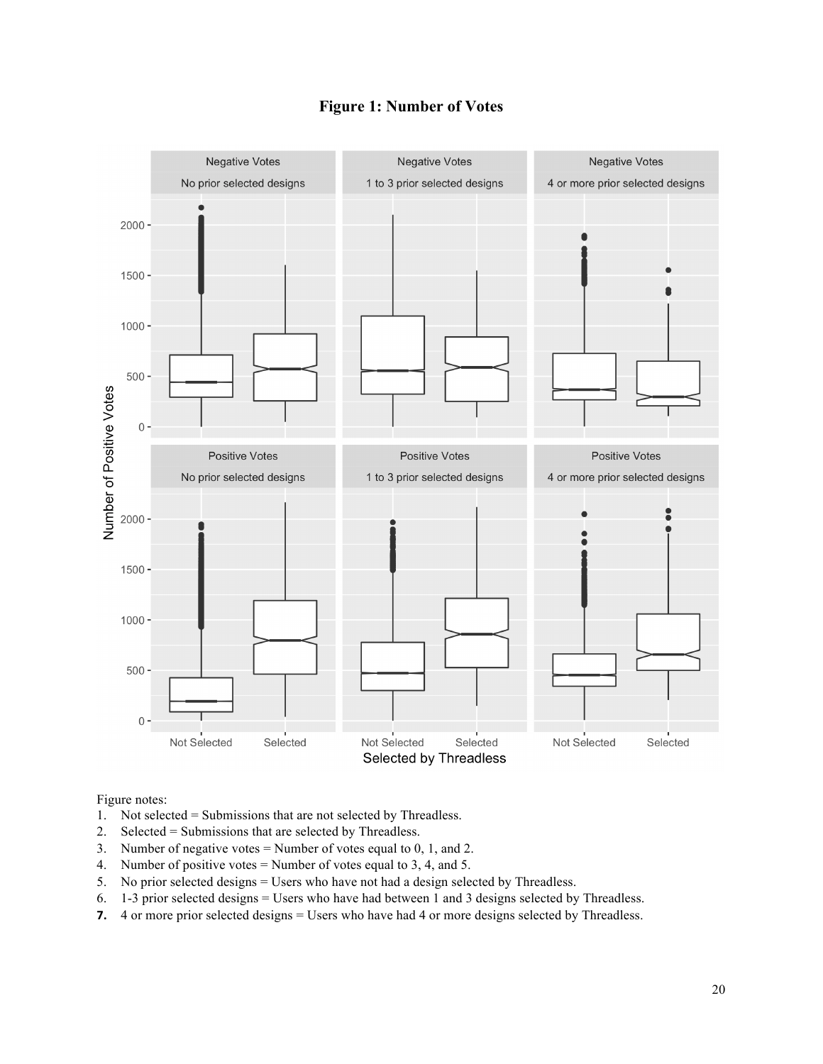**Figure 1: Number of Votes**

Figure notes:

1. Not selected = Submissions that are not selected by Threadless.
2. Selected = Submissions that are selected by Threadless.
3. Number of negative votes = Number of votes equal to 0, 1, and 2.
4. Number of positive votes = Number of votes equal to 3, 4, and 5.
5. No prior selected designs = Users who have not had a design selected by Threadless.
6. 1-3 prior selected designs = Users who have had between 1 and 3 designs selected by Threadless.
7. 4 or more prior selected designs = Users who have had 4 or more designs selected by Threadless.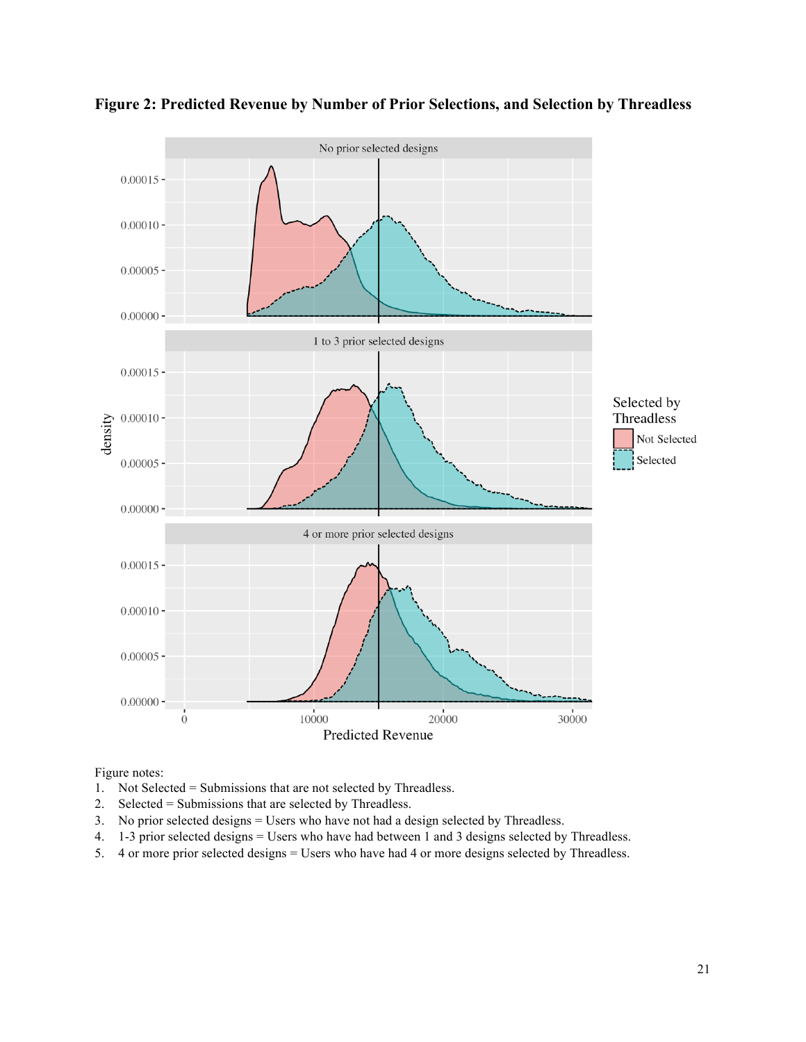**Figure 2: Predicted Revenue by Number of Prior Selections, and Selection by Threadless**

Figure notes:

1. Not Selected = Submissions that are not selected by Threadless.
2. Selected = Submissions that are selected by Threadless.
3. No prior selected designs = Users who have not had a design selected by Threadless.
4. 1-3 prior selected designs = Users who have had between 1 and 3 designs selected by Threadless.
5. 4 or more prior selected designs = Users who have had 4 or more designs selected by Threadless.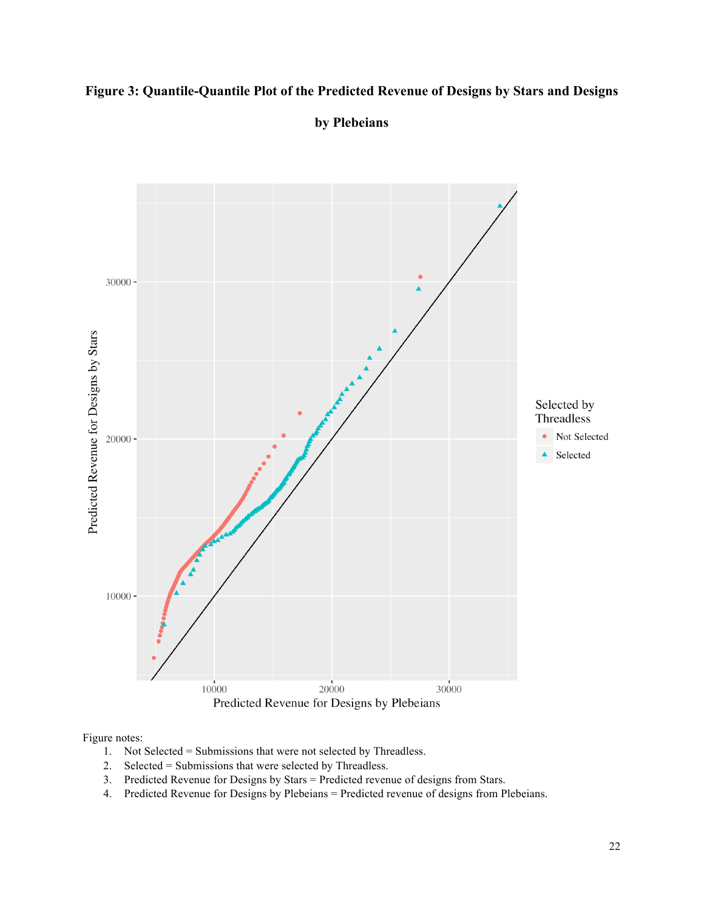**Figure 3: Quantile-Quantile Plot of the Predicted Revenue of Designs by Stars and Designs by Plebeians**

Predicted Revenue for Designs by Stars

30000

20000

10000

10000

20000

30000

Predicted Revenue for Designs by Plebeians

Selected by Threadless

Not Selected

Selected

Figure notes:

1. Not Selected = Submissions that were not selected by Threadless.
2. Selected = Submissions that were selected by Threadless.
3. Predicted Revenue for Designs by Stars = Predicted revenue of designs from Stars.
4. Predicted Revenue for Designs by Plebeians = Predicted revenue of designs from Plebeians.